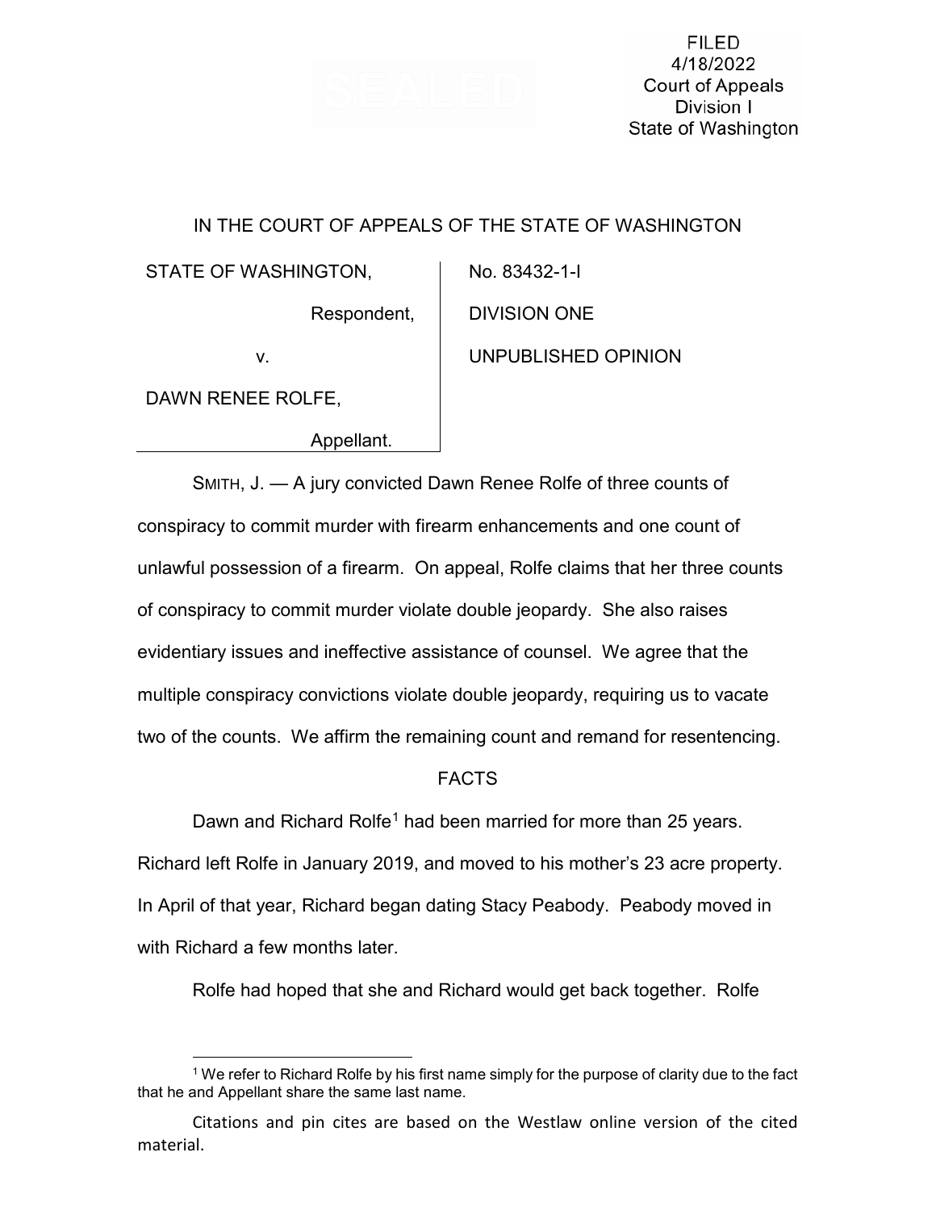FILED
4/18/2022
Court of Appeals
Division I
State of Washington

IN THE COURT OF APPEALS OF THE STATE OF WASHINGTON

| STATE OF WASHINGTON, Respondent, v. DAWN RENEE ROLFE, Appellant. | No. 83432-1-I<br>DIVISION ONE<br>UNPUBLISHED OPINION |
|---|---|

SMITH, J. — A jury convicted Dawn Renee Rolfe of three counts of conspiracy to commit murder with firearm enhancements and one count of unlawful possession of a firearm. On appeal, Rolfe claims that her three counts of conspiracy to commit murder violate double jeopardy. She also raises evidentiary issues and ineffective assistance of counsel. We agree that the multiple conspiracy convictions violate double jeopardy, requiring us to vacate two of the counts. We affirm the remaining count and remand for resentencing.

## FACTS

Dawn and Richard Rolfe[1] had been married for more than 25 years. Richard left Rolfe in January 2019, and moved to his mother's 23 acre property. In April of that year, Richard began dating Stacy Peabody. Peabody moved in with Richard a few months later.

Rolfe had hoped that she and Richard would get back together. Rolfe

---

[1] We refer to Richard Rolfe by his first name simply for the purpose of clarity due to the fact that he and Appellant share the same last name.

Citations and pin cites are based on the Westlaw online version of the cited material.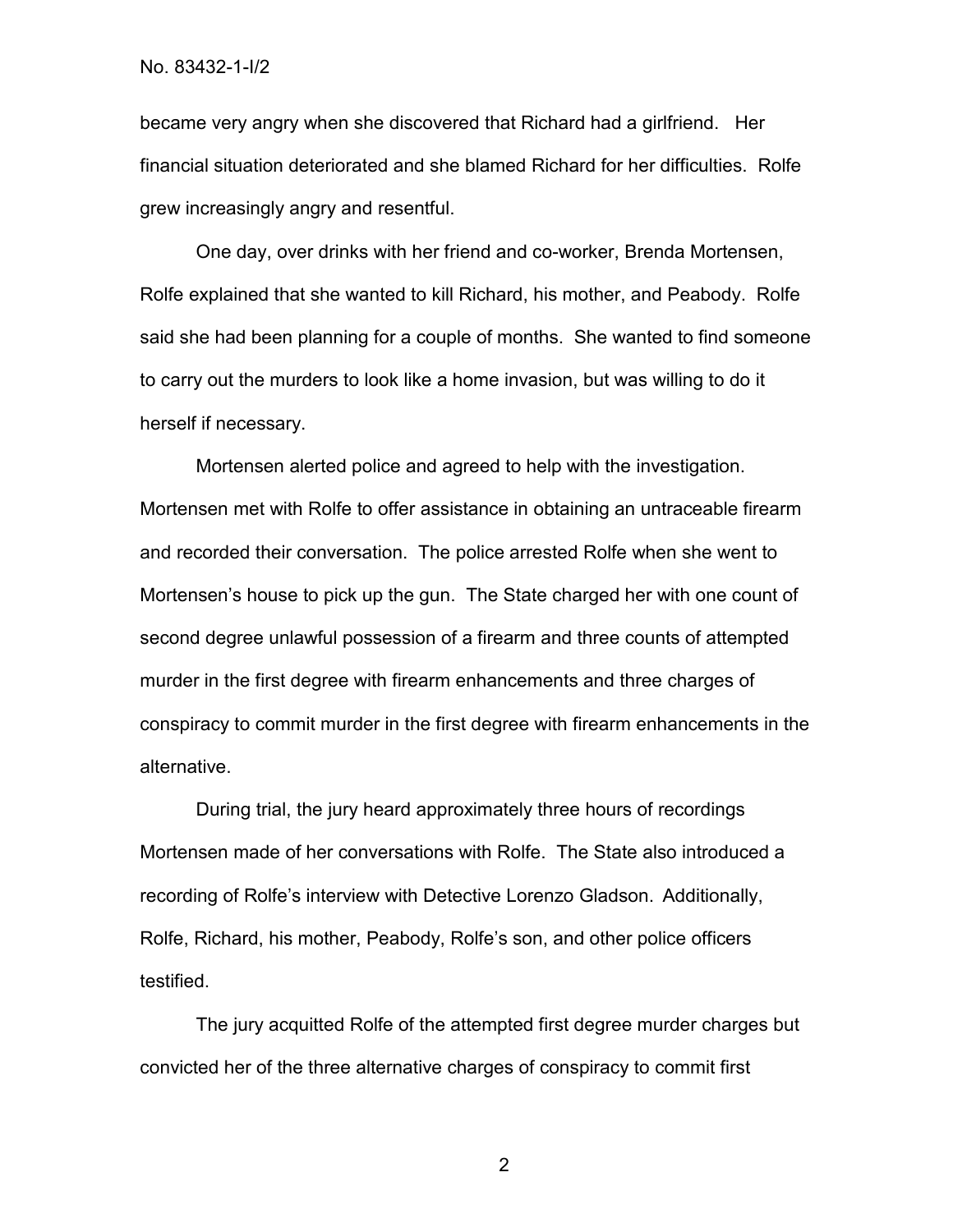became very angry when she discovered that Richard had a girlfriend. Her financial situation deteriorated and she blamed Richard for her difficulties. Rolfe grew increasingly angry and resentful.

One day, over drinks with her friend and co-worker, Brenda Mortensen, Rolfe explained that she wanted to kill Richard, his mother, and Peabody. Rolfe said she had been planning for a couple of months. She wanted to find someone to carry out the murders to look like a home invasion, but was willing to do it herself if necessary.

Mortensen alerted police and agreed to help with the investigation. Mortensen met with Rolfe to offer assistance in obtaining an untraceable firearm and recorded their conversation. The police arrested Rolfe when she went to Mortensen's house to pick up the gun. The State charged her with one count of second degree unlawful possession of a firearm and three counts of attempted murder in the first degree with firearm enhancements and three charges of conspiracy to commit murder in the first degree with firearm enhancements in the alternative.

During trial, the jury heard approximately three hours of recordings Mortensen made of her conversations with Rolfe. The State also introduced a recording of Rolfe's interview with Detective Lorenzo Gladson. Additionally, Rolfe, Richard, his mother, Peabody, Rolfe's son, and other police officers testified.

The jury acquitted Rolfe of the attempted first degree murder charges but convicted her of the three alternative charges of conspiracy to commit first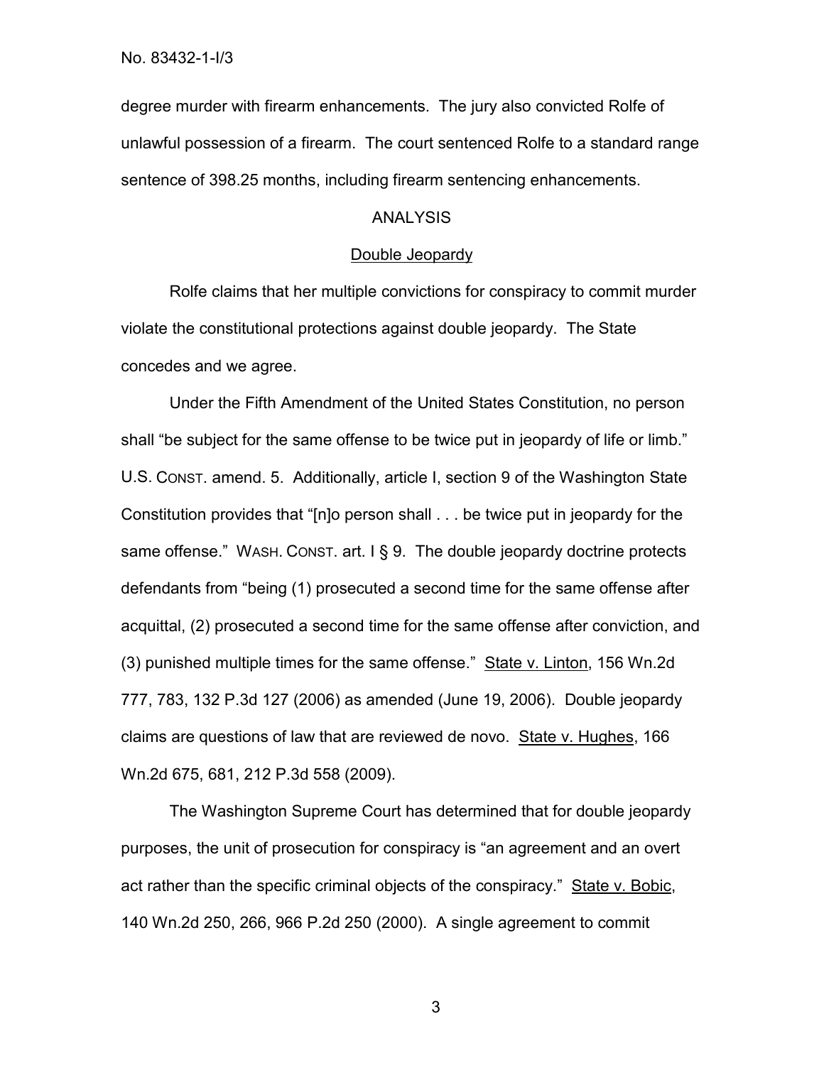degree murder with firearm enhancements. The jury also convicted Rolfe of unlawful possession of a firearm. The court sentenced Rolfe to a standard range sentence of 398.25 months, including firearm sentencing enhancements.

## ANALYSIS

### Double Jeopardy

Rolfe claims that her multiple convictions for conspiracy to commit murder violate the constitutional protections against double jeopardy. The State concedes and we agree.

Under the Fifth Amendment of the United States Constitution, no person shall "be subject for the same offense to be twice put in jeopardy of life or limb." U.S. CONST. amend. 5. Additionally, article I, section 9 of the Washington State Constitution provides that "[n]o person shall . . . be twice put in jeopardy for the same offense." WASH. CONST. art. I § 9. The double jeopardy doctrine protects defendants from "being (1) prosecuted a second time for the same offense after acquittal, (2) prosecuted a second time for the same offense after conviction, and (3) punished multiple times for the same offense." State v. Linton, 156 Wn.2d 777, 783, 132 P.3d 127 (2006) as amended (June 19, 2006). Double jeopardy claims are questions of law that are reviewed de novo. State v. Hughes, 166 Wn.2d 675, 681, 212 P.3d 558 (2009).

The Washington Supreme Court has determined that for double jeopardy purposes, the unit of prosecution for conspiracy is "an agreement and an overt act rather than the specific criminal objects of the conspiracy." State v. Bobic, 140 Wn.2d 250, 266, 966 P.2d 250 (2000). A single agreement to commit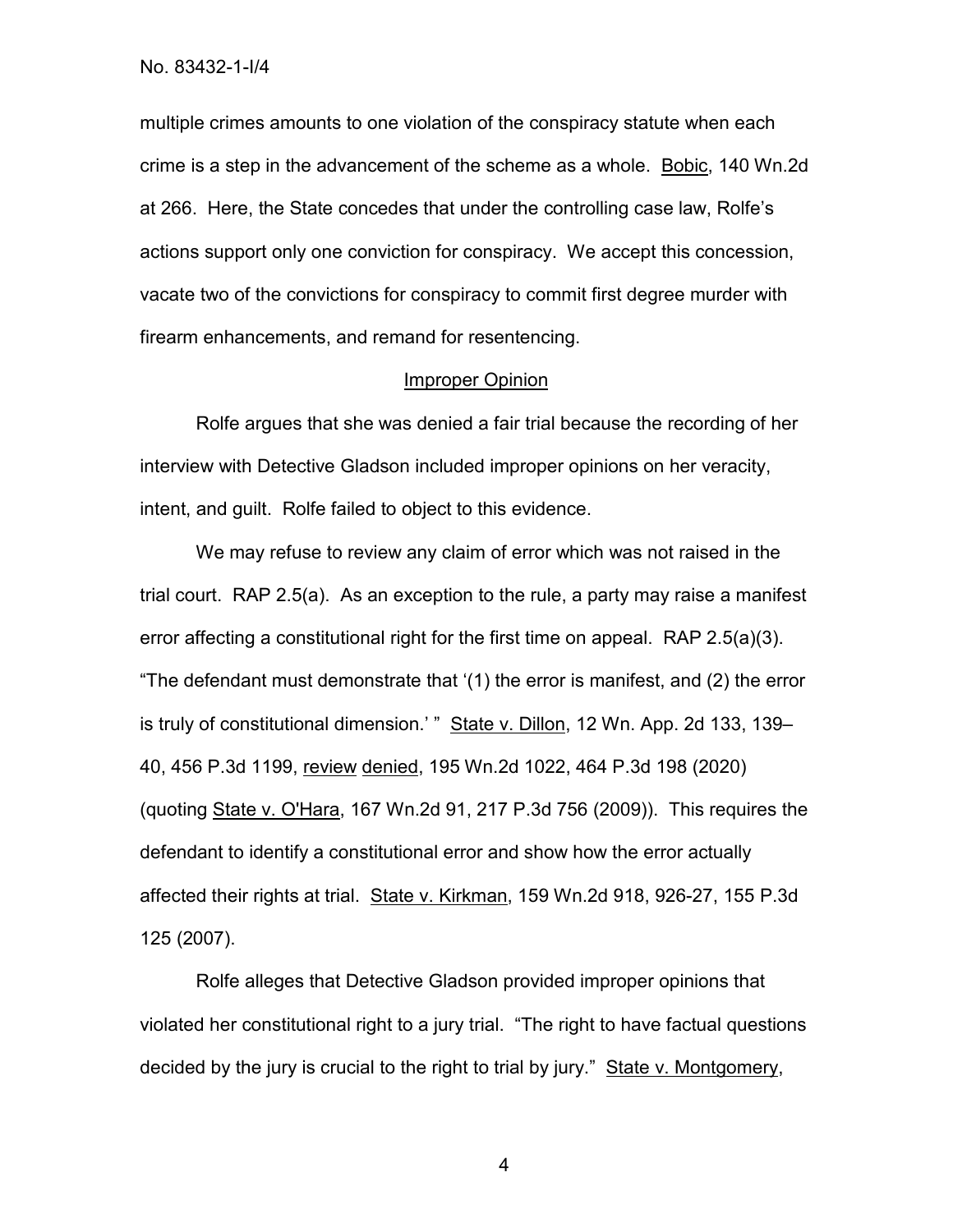multiple crimes amounts to one violation of the conspiracy statute when each crime is a step in the advancement of the scheme as a whole. Bobic, 140 Wn.2d at 266. Here, the State concedes that under the controlling case law, Rolfe's actions support only one conviction for conspiracy. We accept this concession, vacate two of the convictions for conspiracy to commit first degree murder with firearm enhancements, and remand for resentencing.

## Improper Opinion

Rolfe argues that she was denied a fair trial because the recording of her interview with Detective Gladson included improper opinions on her veracity, intent, and guilt. Rolfe failed to object to this evidence.

We may refuse to review any claim of error which was not raised in the trial court. RAP 2.5(a). As an exception to the rule, a party may raise a manifest error affecting a constitutional right for the first time on appeal. RAP 2.5(a)(3). "The defendant must demonstrate that '(1) the error is manifest, and (2) the error is truly of constitutional dimension.' " State v. Dillon, 12 Wn. App. 2d 133, 139–40, 456 P.3d 1199, review denied, 195 Wn.2d 1022, 464 P.3d 198 (2020) (quoting State v. O'Hara, 167 Wn.2d 91, 217 P.3d 756 (2009)). This requires the defendant to identify a constitutional error and show how the error actually affected their rights at trial. State v. Kirkman, 159 Wn.2d 918, 926-27, 155 P.3d 125 (2007).

Rolfe alleges that Detective Gladson provided improper opinions that violated her constitutional right to a jury trial. "The right to have factual questions decided by the jury is crucial to the right to trial by jury." State v. Montgomery,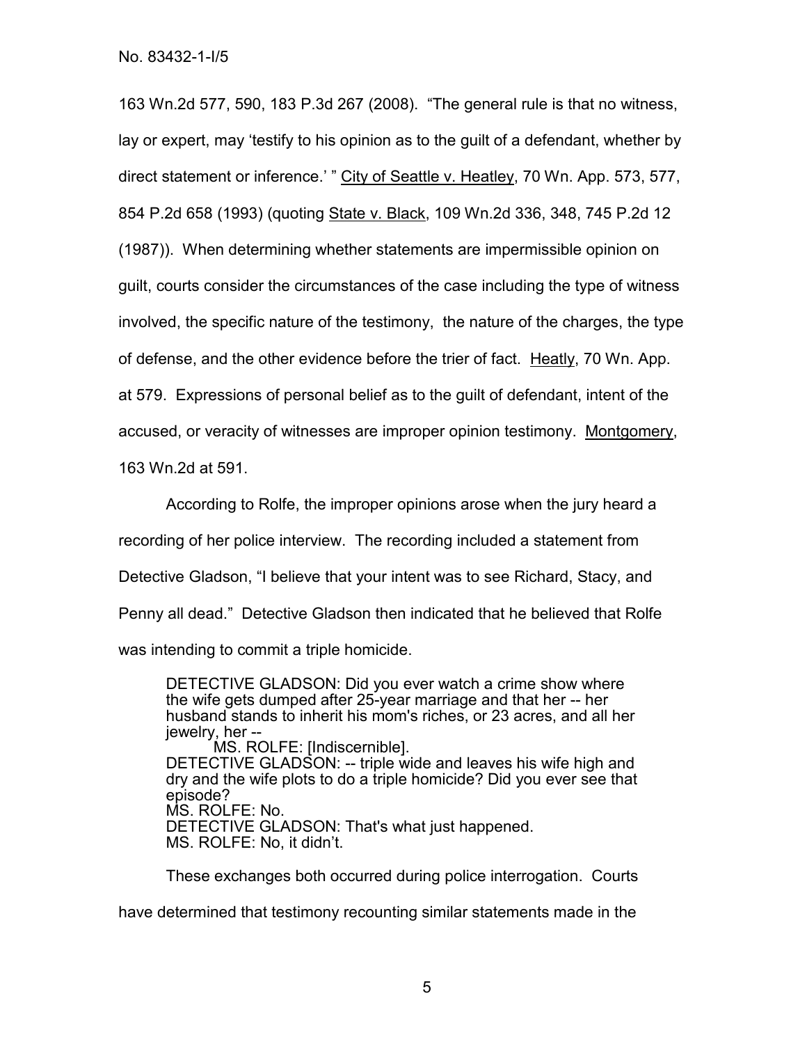163 Wn.2d 577, 590, 183 P.3d 267 (2008). “The general rule is that no witness, lay or expert, may ‘testify to his opinion as to the guilt of a defendant, whether by direct statement or inference.’ ” City of Seattle v. Heatley, 70 Wn. App. 573, 577, 854 P.2d 658 (1993) (quoting State v. Black, 109 Wn.2d 336, 348, 745 P.2d 12 (1987)). When determining whether statements are impermissible opinion on guilt, courts consider the circumstances of the case including the type of witness involved, the specific nature of the testimony, the nature of the charges, the type of defense, and the other evidence before the trier of fact. Heatly, 70 Wn. App. at 579. Expressions of personal belief as to the guilt of defendant, intent of the accused, or veracity of witnesses are improper opinion testimony. Montgomery, 163 Wn.2d at 591.

According to Rolfe, the improper opinions arose when the jury heard a recording of her police interview. The recording included a statement from Detective Gladson, “I believe that your intent was to see Richard, Stacy, and Penny all dead.” Detective Gladson then indicated that he believed that Rolfe was intending to commit a triple homicide.

> DETECTIVE GLADSON: Did you ever watch a crime show where the wife gets dumped after 25-year marriage and that her -- her husband stands to inherit his mom's riches, or 23 acres, and all her jewelry, her --
> MS. ROLFE: [Indiscernible].
> DETECTIVE GLADSON: -- triple wide and leaves his wife high and dry and the wife plots to do a triple homicide? Did you ever see that episode?
> MS. ROLFE: No.
> DETECTIVE GLADSON: That's what just happened.
> MS. ROLFE: No, it didn't.

These exchanges both occurred during police interrogation. Courts have determined that testimony recounting similar statements made in the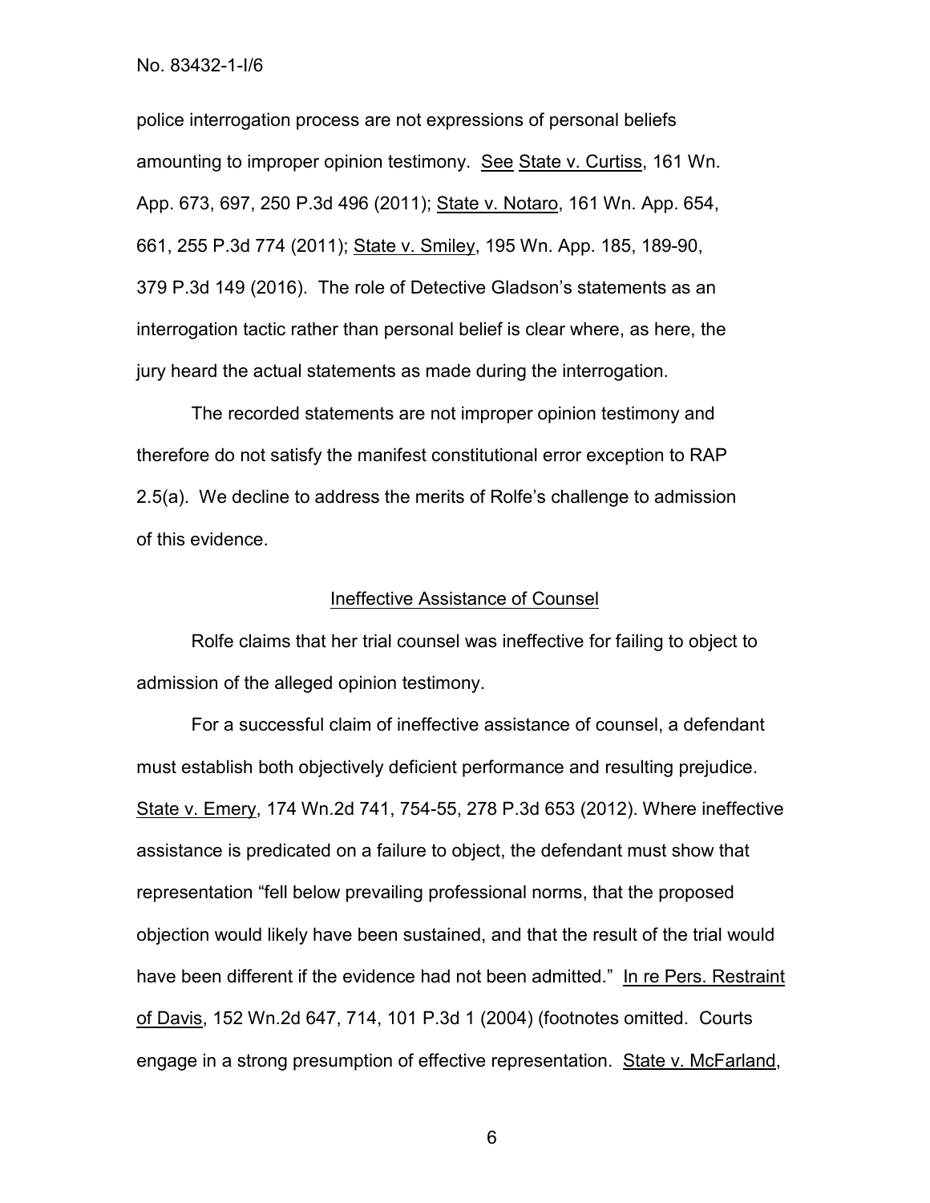police interrogation process are not expressions of personal beliefs amounting to improper opinion testimony. See State v. Curtiss, 161 Wn. App. 673, 697, 250 P.3d 496 (2011); State v. Notaro, 161 Wn. App. 654, 661, 255 P.3d 774 (2011); State v. Smiley, 195 Wn. App. 185, 189-90, 379 P.3d 149 (2016). The role of Detective Gladson's statements as an interrogation tactic rather than personal belief is clear where, as here, the jury heard the actual statements as made during the interrogation.

The recorded statements are not improper opinion testimony and therefore do not satisfy the manifest constitutional error exception to RAP 2.5(a). We decline to address the merits of Rolfe's challenge to admission of this evidence.

## Ineffective Assistance of Counsel

Rolfe claims that her trial counsel was ineffective for failing to object to admission of the alleged opinion testimony.

For a successful claim of ineffective assistance of counsel, a defendant must establish both objectively deficient performance and resulting prejudice. State v. Emery, 174 Wn.2d 741, 754-55, 278 P.3d 653 (2012). Where ineffective assistance is predicated on a failure to object, the defendant must show that representation "fell below prevailing professional norms, that the proposed objection would likely have been sustained, and that the result of the trial would have been different if the evidence had not been admitted." In re Pers. Restraint of Davis, 152 Wn.2d 647, 714, 101 P.3d 1 (2004) (footnotes omitted. Courts engage in a strong presumption of effective representation. State v. McFarland,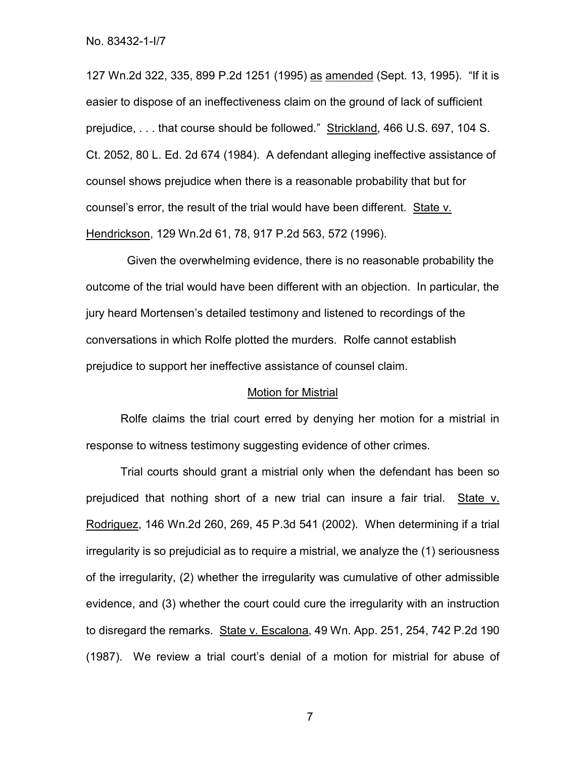127 Wn.2d 322, 335, 899 P.2d 1251 (1995) as amended (Sept. 13, 1995). "If it is easier to dispose of an ineffectiveness claim on the ground of lack of sufficient prejudice, . . . that course should be followed." Strickland, 466 U.S. 697, 104 S. Ct. 2052, 80 L. Ed. 2d 674 (1984). A defendant alleging ineffective assistance of counsel shows prejudice when there is a reasonable probability that but for counsel's error, the result of the trial would have been different. State v. Hendrickson, 129 Wn.2d 61, 78, 917 P.2d 563, 572 (1996).

Given the overwhelming evidence, there is no reasonable probability the outcome of the trial would have been different with an objection. In particular, the jury heard Mortensen's detailed testimony and listened to recordings of the conversations in which Rolfe plotted the murders. Rolfe cannot establish prejudice to support her ineffective assistance of counsel claim.

## Motion for Mistrial

Rolfe claims the trial court erred by denying her motion for a mistrial in response to witness testimony suggesting evidence of other crimes.

Trial courts should grant a mistrial only when the defendant has been so prejudiced that nothing short of a new trial can insure a fair trial. State v. Rodriguez, 146 Wn.2d 260, 269, 45 P.3d 541 (2002). When determining if a trial irregularity is so prejudicial as to require a mistrial, we analyze the (1) seriousness of the irregularity, (2) whether the irregularity was cumulative of other admissible evidence, and (3) whether the court could cure the irregularity with an instruction to disregard the remarks. State v. Escalona, 49 Wn. App. 251, 254, 742 P.2d 190 (1987). We review a trial court's denial of a motion for mistrial for abuse of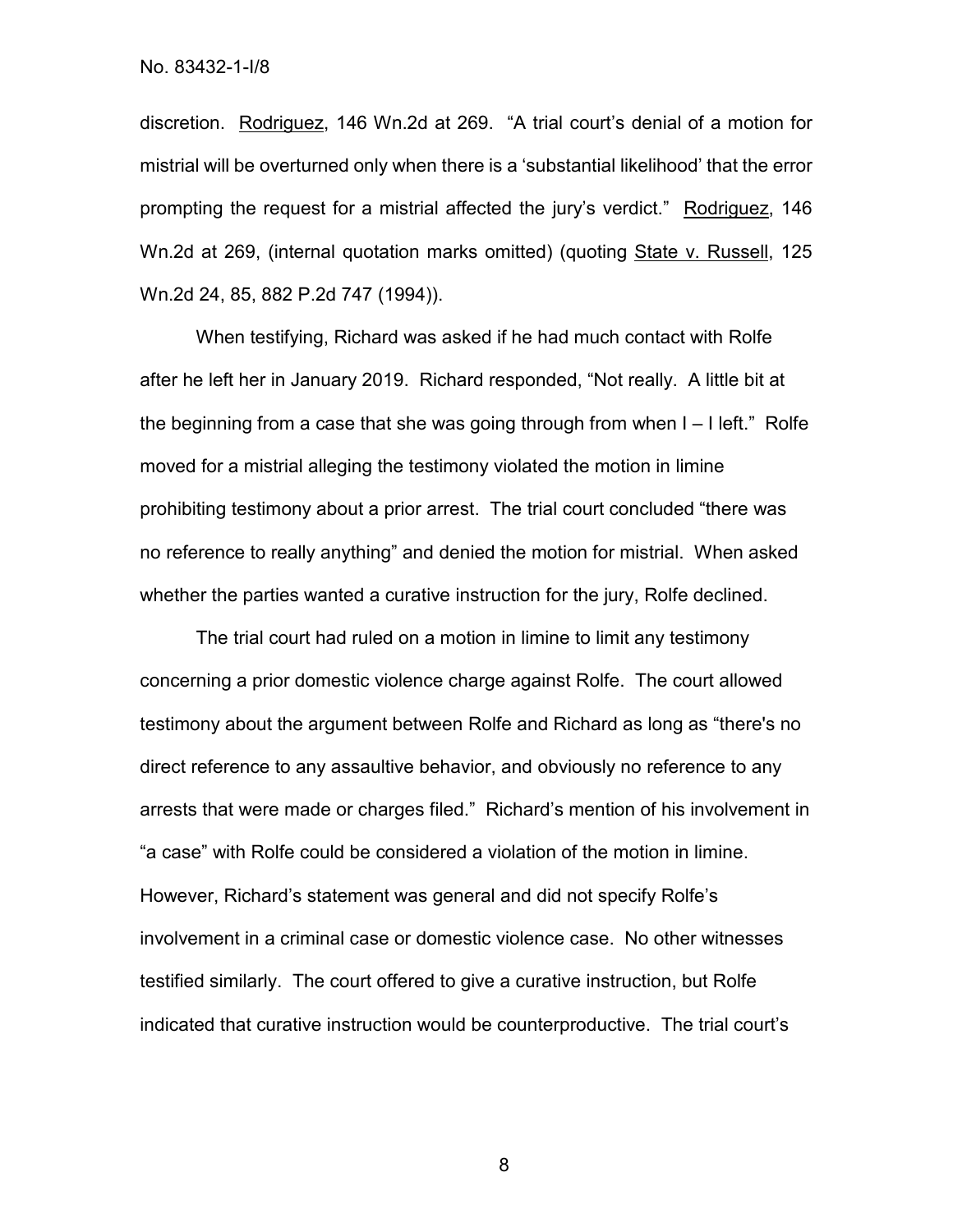discretion. Rodriguez, 146 Wn.2d at 269. "A trial court's denial of a motion for mistrial will be overturned only when there is a 'substantial likelihood' that the error prompting the request for a mistrial affected the jury's verdict." Rodriguez, 146 Wn.2d at 269, (internal quotation marks omitted) (quoting State v. Russell, 125 Wn.2d 24, 85, 882 P.2d 747 (1994)).

When testifying, Richard was asked if he had much contact with Rolfe after he left her in January 2019. Richard responded, "Not really. A little bit at the beginning from a case that she was going through from when I – I left." Rolfe moved for a mistrial alleging the testimony violated the motion in limine prohibiting testimony about a prior arrest. The trial court concluded "there was no reference to really anything" and denied the motion for mistrial. When asked whether the parties wanted a curative instruction for the jury, Rolfe declined.

The trial court had ruled on a motion in limine to limit any testimony concerning a prior domestic violence charge against Rolfe. The court allowed testimony about the argument between Rolfe and Richard as long as "there's no direct reference to any assaultive behavior, and obviously no reference to any arrests that were made or charges filed." Richard's mention of his involvement in "a case" with Rolfe could be considered a violation of the motion in limine. However, Richard's statement was general and did not specify Rolfe's involvement in a criminal case or domestic violence case. No other witnesses testified similarly. The court offered to give a curative instruction, but Rolfe indicated that curative instruction would be counterproductive. The trial court's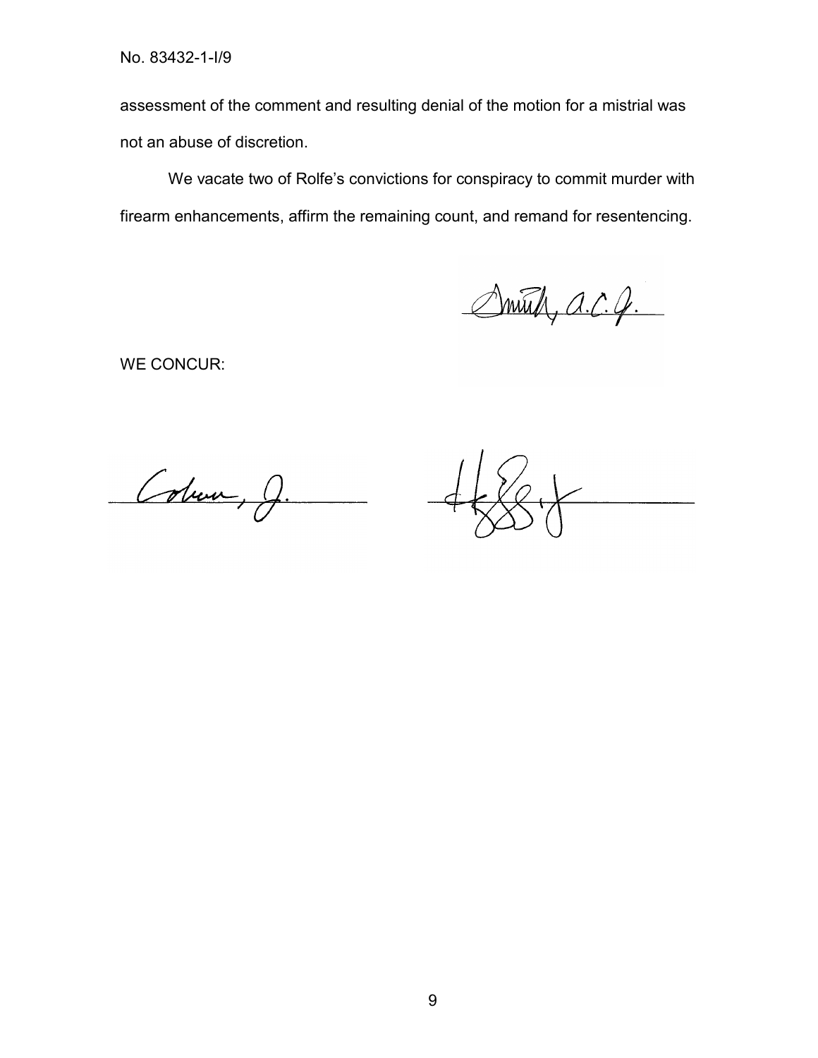assessment of the comment and resulting denial of the motion for a mistrial was not an abuse of discretion.

We vacate two of Rolfe's convictions for conspiracy to commit murder with firearm enhancements, affirm the remaining count, and remand for resentencing.

Smith, A.C.J.

WE CONCUR:

Coburn, J.

Hazelrigg, J.